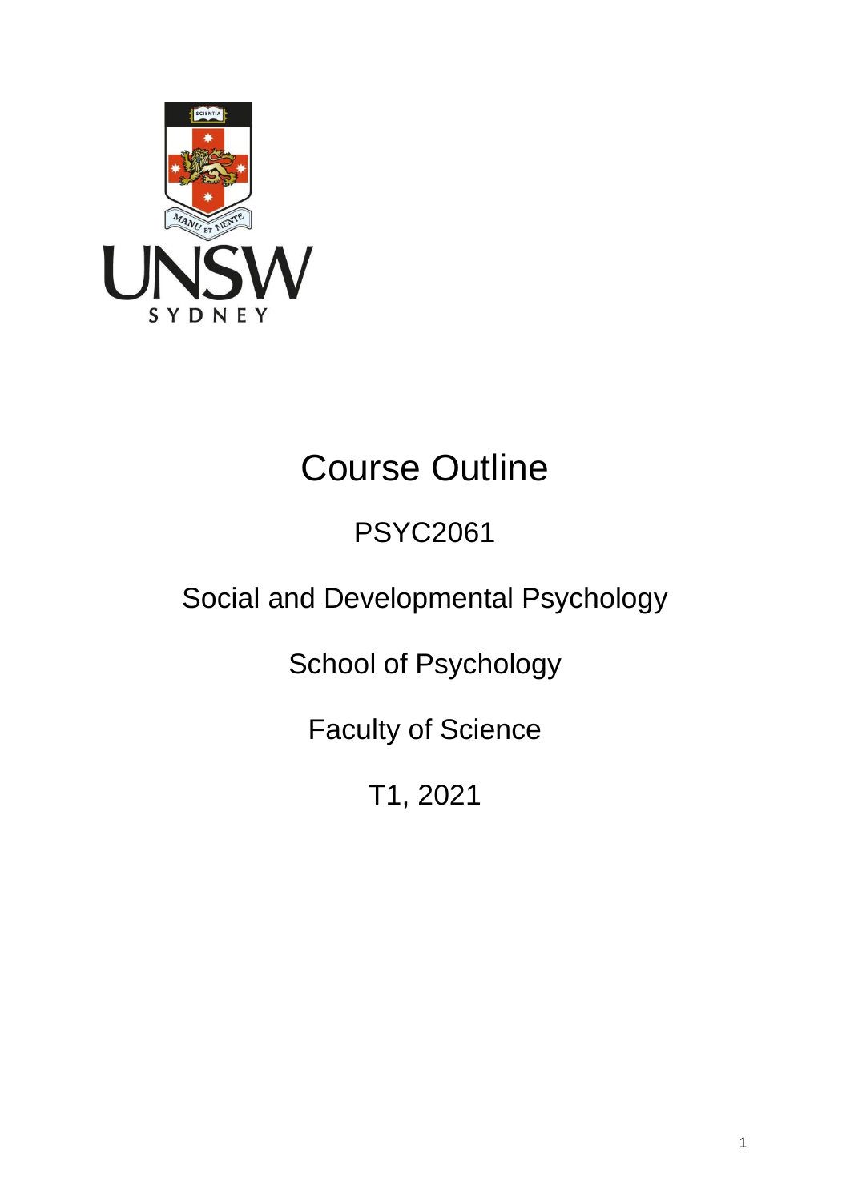# Course Outline

## PSYC2061

## Social and Developmental Psychology

## School of Psychology

## Faculty of Science

## T1, 2021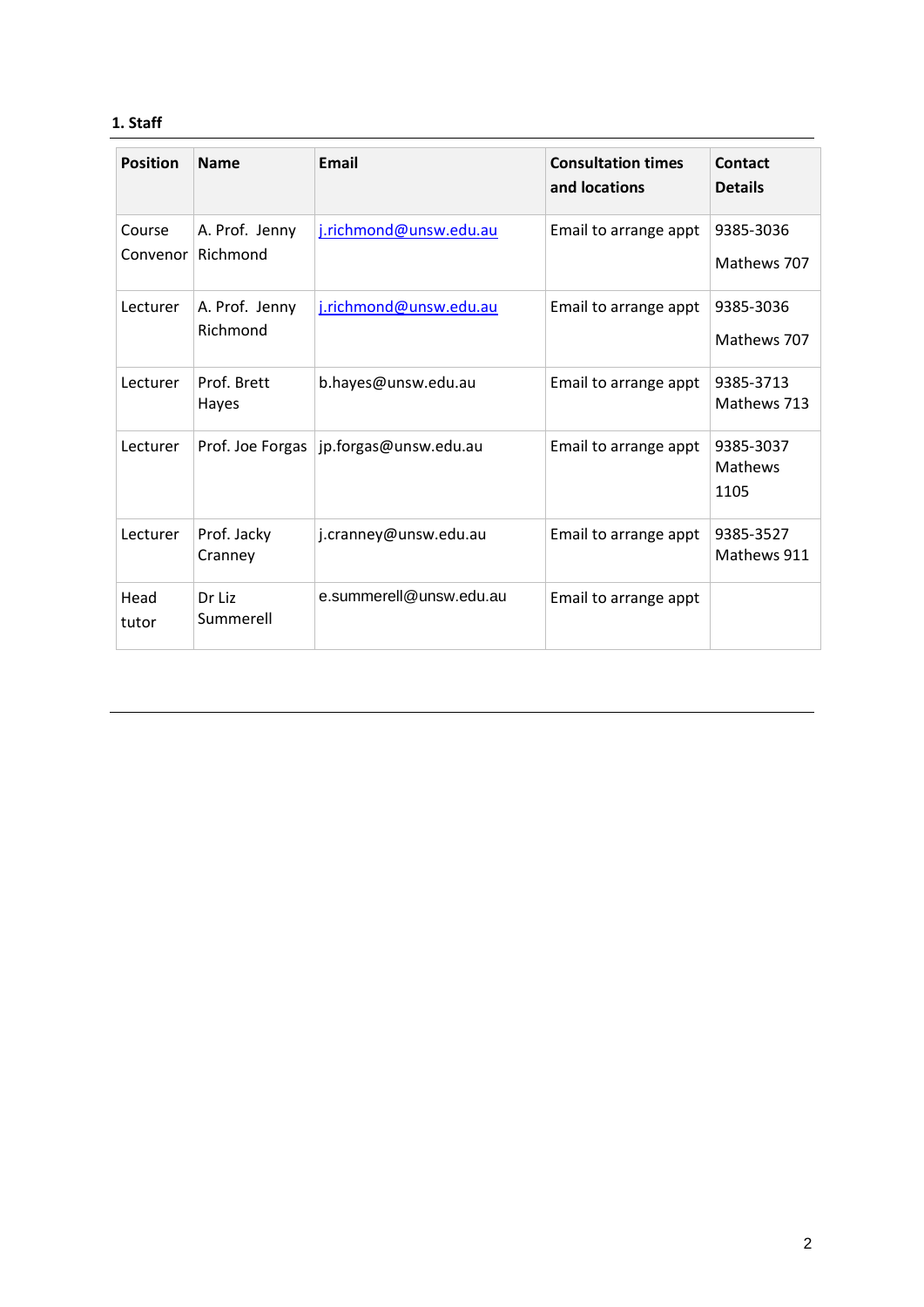## 1. Staff

| Position | Name | Email | Consultation times and locations | Contact Details |
|---|---|---|---|---|
| Course Convenor | A. Prof. Jenny Richmond | j.richmond@unsw.edu.au | Email to arrange appt | 9385-3036 Mathews 707 |
| Lecturer | A. Prof. Jenny Richmond | j.richmond@unsw.edu.au | Email to arrange appt | 9385-3036 Mathews 707 |
| Lecturer | Prof. Brett Hayes | b.hayes@unsw.edu.au | Email to arrange appt | 9385-3713 Mathews 713 |
| Lecturer | Prof. Joe Forgas | jp.forgas@unsw.edu.au | Email to arrange appt | 9385-3037 Mathews 1105 |
| Lecturer | Prof. Jacky Cranney | j.cranney@unsw.edu.au | Email to arrange appt | 9385-3527 Mathews 911 |
| Head tutor | Dr Liz Summerell | e.summerell@unsw.edu.au | Email to arrange appt | |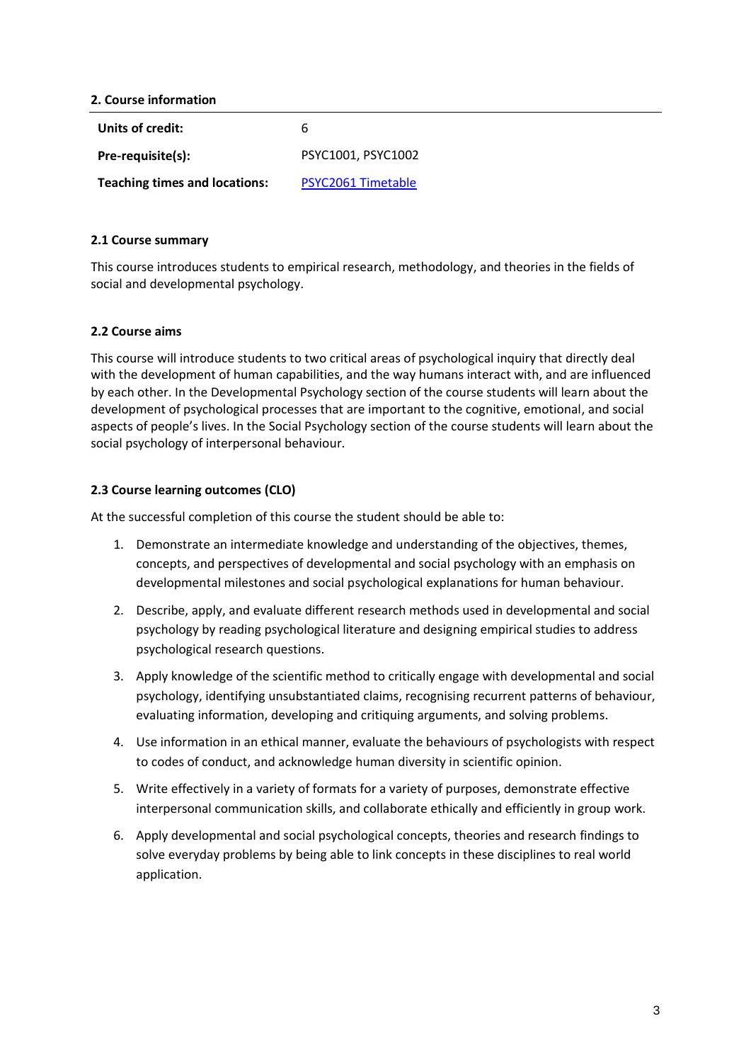## 2. Course information

| | |
|---|---|
| **Units of credit:** | 6 |
| **Pre-requisite(s):** | PSYC1001, PSYC1002 |
| **Teaching times and locations:** | PSYC2061 Timetable |

### 2.1 Course summary

This course introduces students to empirical research, methodology, and theories in the fields of social and developmental psychology.

### 2.2 Course aims

This course will introduce students to two critical areas of psychological inquiry that directly deal with the development of human capabilities, and the way humans interact with, and are influenced by each other. In the Developmental Psychology section of the course students will learn about the development of psychological processes that are important to the cognitive, emotional, and social aspects of people's lives. In the Social Psychology section of the course students will learn about the social psychology of interpersonal behaviour.

### 2.3 Course learning outcomes (CLO)

At the successful completion of this course the student should be able to:

1. Demonstrate an intermediate knowledge and understanding of the objectives, themes, concepts, and perspectives of developmental and social psychology with an emphasis on developmental milestones and social psychological explanations for human behaviour.
2. Describe, apply, and evaluate different research methods used in developmental and social psychology by reading psychological literature and designing empirical studies to address psychological research questions.
3. Apply knowledge of the scientific method to critically engage with developmental and social psychology, identifying unsubstantiated claims, recognising recurrent patterns of behaviour, evaluating information, developing and critiquing arguments, and solving problems.
4. Use information in an ethical manner, evaluate the behaviours of psychologists with respect to codes of conduct, and acknowledge human diversity in scientific opinion.
5. Write effectively in a variety of formats for a variety of purposes, demonstrate effective interpersonal communication skills, and collaborate ethically and efficiently in group work.
6. Apply developmental and social psychological concepts, theories and research findings to solve everyday problems by being able to link concepts in these disciplines to real world application.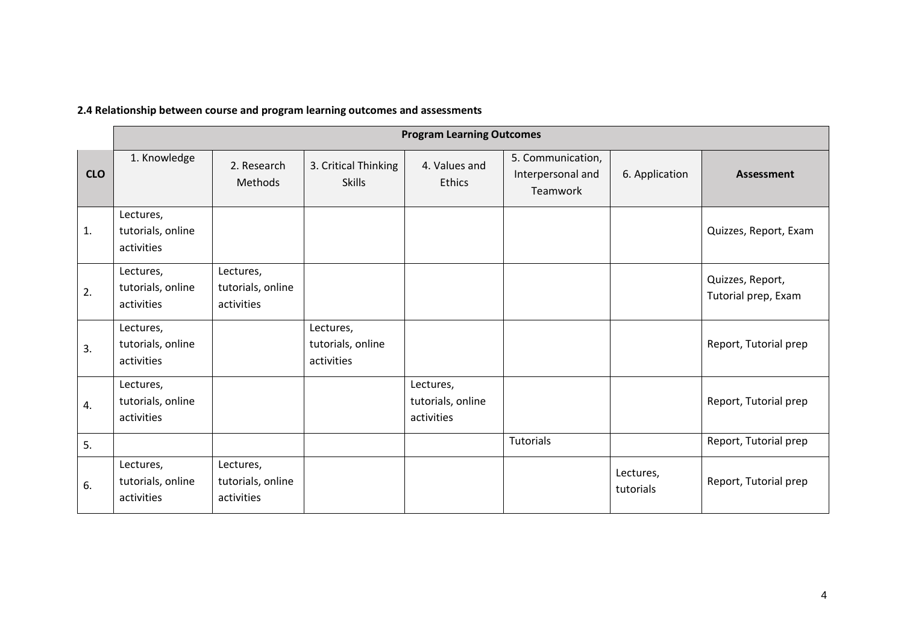**2.4 Relationship between course and program learning outcomes and assessments**

| | Program Learning Outcomes | | | | | | |
|---|---|---|---|---|---|---|---|
| CLO | 1. Knowledge | 2. Research Methods | 3. Critical Thinking Skills | 4. Values and Ethics | 5. Communication, Interpersonal and Teamwork | 6. Application | Assessment |
| 1. | Lectures, tutorials, online activities | | | | | | Quizzes, Report, Exam |
| 2. | Lectures, tutorials, online activities | Lectures, tutorials, online activities | | | | | Quizzes, Report, Tutorial prep, Exam |
| 3. | Lectures, tutorials, online activities | | Lectures, tutorials, online activities | | | | Report, Tutorial prep |
| 4. | Lectures, tutorials, online activities | | | Lectures, tutorials, online activities | | | Report, Tutorial prep |
| 5. | | | | | Tutorials | | Report, Tutorial prep |
| 6. | Lectures, tutorials, online activities | Lectures, tutorials, online activities | | | | Lectures, tutorials | Report, Tutorial prep |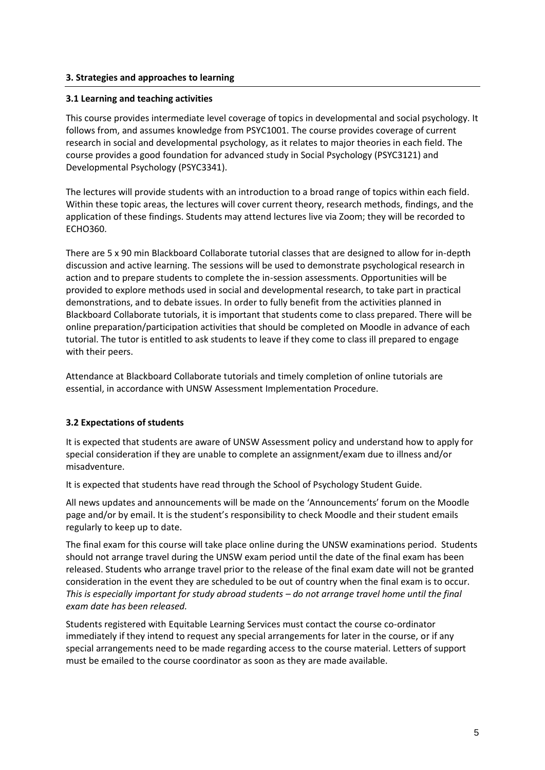## 3. Strategies and approaches to learning

### 3.1 Learning and teaching activities

This course provides intermediate level coverage of topics in developmental and social psychology. It follows from, and assumes knowledge from PSYC1001. The course provides coverage of current research in social and developmental psychology, as it relates to major theories in each field. The course provides a good foundation for advanced study in Social Psychology (PSYC3121) and Developmental Psychology (PSYC3341).

The lectures will provide students with an introduction to a broad range of topics within each field. Within these topic areas, the lectures will cover current theory, research methods, findings, and the application of these findings. Students may attend lectures live via Zoom; they will be recorded to ECHO360.

There are 5 x 90 min Blackboard Collaborate tutorial classes that are designed to allow for in-depth discussion and active learning. The sessions will be used to demonstrate psychological research in action and to prepare students to complete the in-session assessments. Opportunities will be provided to explore methods used in social and developmental research, to take part in practical demonstrations, and to debate issues. In order to fully benefit from the activities planned in Blackboard Collaborate tutorials, it is important that students come to class prepared. There will be online preparation/participation activities that should be completed on Moodle in advance of each tutorial. The tutor is entitled to ask students to leave if they come to class ill prepared to engage with their peers.

Attendance at Blackboard Collaborate tutorials and timely completion of online tutorials are essential, in accordance with UNSW Assessment Implementation Procedure.

### 3.2 Expectations of students

It is expected that students are aware of UNSW Assessment policy and understand how to apply for special consideration if they are unable to complete an assignment/exam due to illness and/or misadventure.

It is expected that students have read through the School of Psychology Student Guide.

All news updates and announcements will be made on the 'Announcements' forum on the Moodle page and/or by email. It is the student's responsibility to check Moodle and their student emails regularly to keep up to date.

The final exam for this course will take place online during the UNSW examinations period. Students should not arrange travel during the UNSW exam period until the date of the final exam has been released. Students who arrange travel prior to the release of the final exam date will not be granted consideration in the event they are scheduled to be out of country when the final exam is to occur. *This is especially important for study abroad students – do not arrange travel home until the final exam date has been released.*

Students registered with Equitable Learning Services must contact the course co-ordinator immediately if they intend to request any special arrangements for later in the course, or if any special arrangements need to be made regarding access to the course material. Letters of support must be emailed to the course coordinator as soon as they are made available.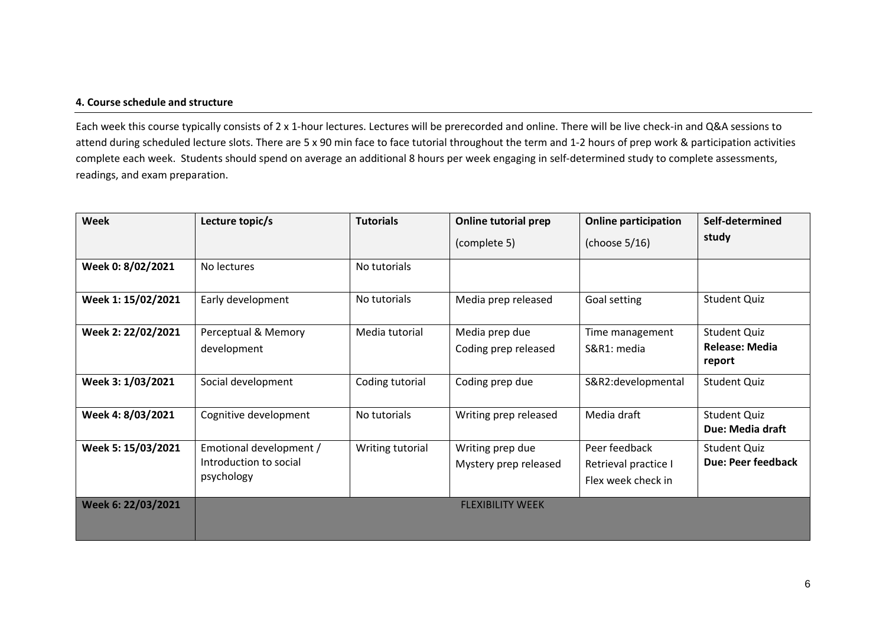**4. Course schedule and structure**

Each week this course typically consists of 2 x 1-hour lectures. Lectures will be prerecorded and online. There will be live check-in and Q&A sessions to attend during scheduled lecture slots. There are 5 x 90 min face to face tutorial throughout the term and 1-2 hours of prep work & participation activities complete each week. Students should spend on average an additional 8 hours per week engaging in self-determined study to complete assessments, readings, and exam preparation.

| Week | Lecture topic/s | Tutorials | Online tutorial prep (complete 5) | Online participation (choose 5/16) | Self-determined study |
|---|---|---|---|---|---|
| Week 0: 8/02/2021 | No lectures | No tutorials | | | |
| Week 1: 15/02/2021 | Early development | No tutorials | Media prep released | Goal setting | Student Quiz |
| Week 2: 22/02/2021 | Perceptual & Memory development | Media tutorial | Media prep due<br>Coding prep released | Time management<br>S&R1: media | Student Quiz<br>**Release: Media report** |
| Week 3: 1/03/2021 | Social development | Coding tutorial | Coding prep due | S&R2:developmental | Student Quiz |
| Week 4: 8/03/2021 | Cognitive development | No tutorials | Writing prep released | Media draft | Student Quiz<br>**Due: Media draft** |
| Week 5: 15/03/2021 | Emotional development / Introduction to social psychology | Writing tutorial | Writing prep due<br>Mystery prep released | Peer feedback<br>Retrieval practice I<br>Flex week check in | Student Quiz<br>**Due: Peer feedback** |
| Week 6: 22/03/2021 | FLEXIBILITY WEEK | | | | |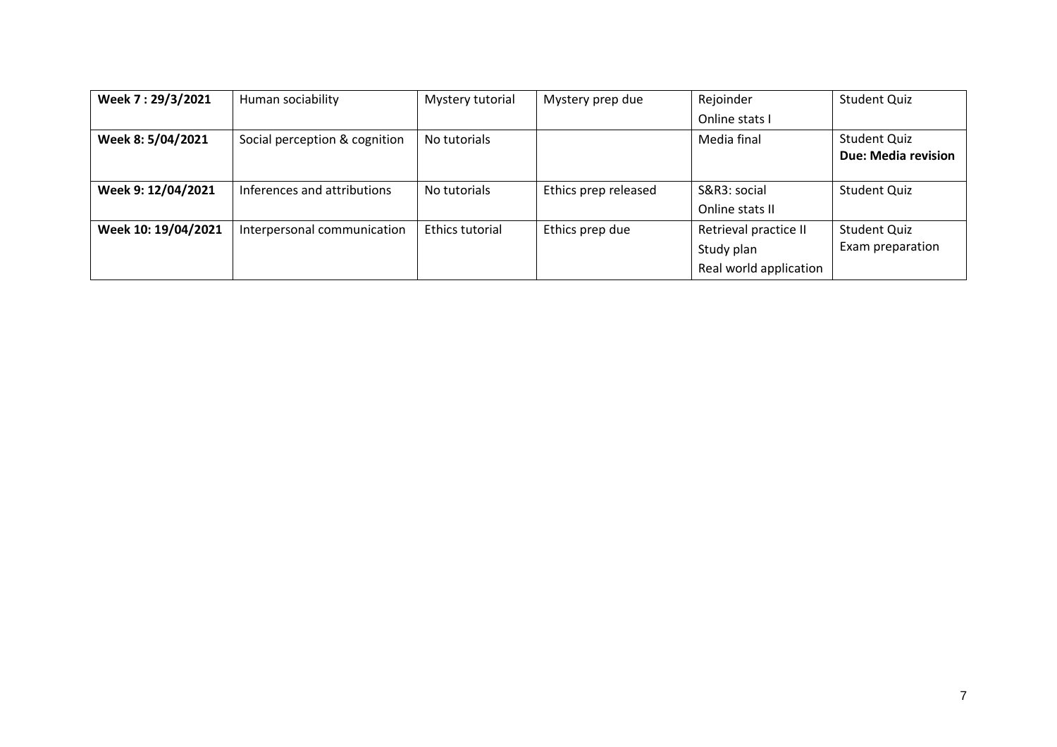| **Week 7 : 29/3/2021** | Human sociability | Mystery tutorial | Mystery prep due | Rejoinder<br>Online stats I | Student Quiz |
|---|---|---|---|---|---|
| **Week 8: 5/04/2021** | Social perception & cognition | No tutorials | | Media final | Student Quiz<br>**Due: Media revision** |
| **Week 9: 12/04/2021** | Inferences and attributions | No tutorials | Ethics prep released | S&R3: social<br>Online stats II | Student Quiz |
| **Week 10: 19/04/2021** | Interpersonal communication | Ethics tutorial | Ethics prep due | Retrieval practice II<br>Study plan<br>Real world application | Student Quiz<br>Exam preparation |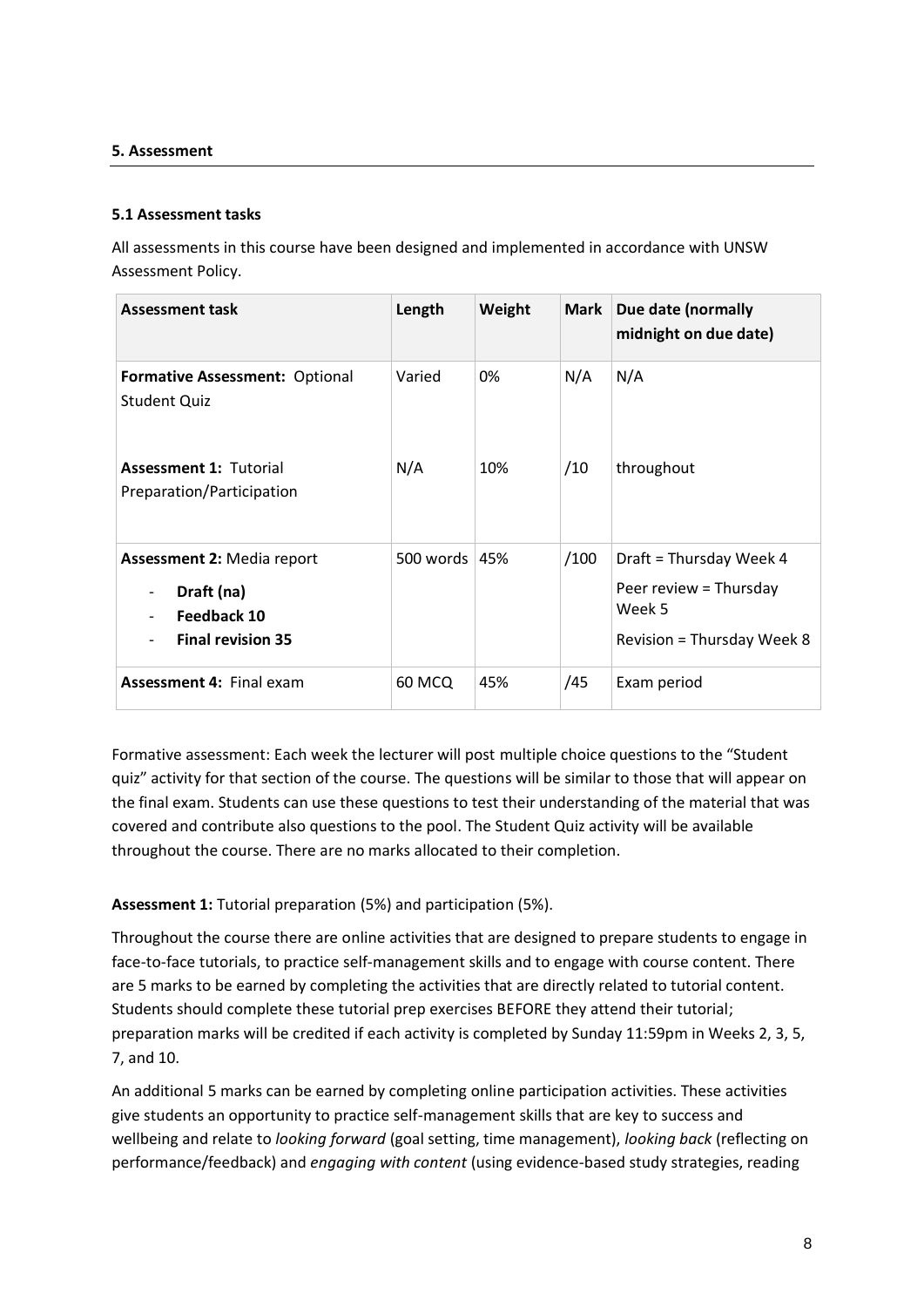**5. Assessment**

**5.1 Assessment tasks**

All assessments in this course have been designed and implemented in accordance with UNSW Assessment Policy.

| Assessment task | Length | Weight | Mark | Due date (normally midnight on due date) |
|---|---|---|---|---|
| **Formative Assessment:** Optional Student Quiz | Varied | 0% | N/A | N/A |
| **Assessment 1:** Tutorial Preparation/Participation | N/A | 10% | /10 | throughout |
| **Assessment 2:** Media report<br>- **Draft (na)**<br>- **Feedback 10**<br>- **Final revision 35** | 500 words | 45% | /100 | Draft = Thursday Week 4<br>Peer review = Thursday Week 5<br>Revision = Thursday Week 8 |
| **Assessment 4:** Final exam | 60 MCQ | 45% | /45 | Exam period |

Formative assessment: Each week the lecturer will post multiple choice questions to the "Student quiz" activity for that section of the course. The questions will be similar to those that will appear on the final exam. Students can use these questions to test their understanding of the material that was covered and contribute also questions to the pool. The Student Quiz activity will be available throughout the course. There are no marks allocated to their completion.

**Assessment 1:** Tutorial preparation (5%) and participation (5%).

Throughout the course there are online activities that are designed to prepare students to engage in face-to-face tutorials, to practice self-management skills and to engage with course content. There are 5 marks to be earned by completing the activities that are directly related to tutorial content. Students should complete these tutorial prep exercises BEFORE they attend their tutorial; preparation marks will be credited if each activity is completed by Sunday 11:59pm in Weeks 2, 3, 5, 7, and 10.

An additional 5 marks can be earned by completing online participation activities. These activities give students an opportunity to practice self-management skills that are key to success and wellbeing and relate to *looking forward* (goal setting, time management), *looking back* (reflecting on performance/feedback) and *engaging with content* (using evidence-based study strategies, reading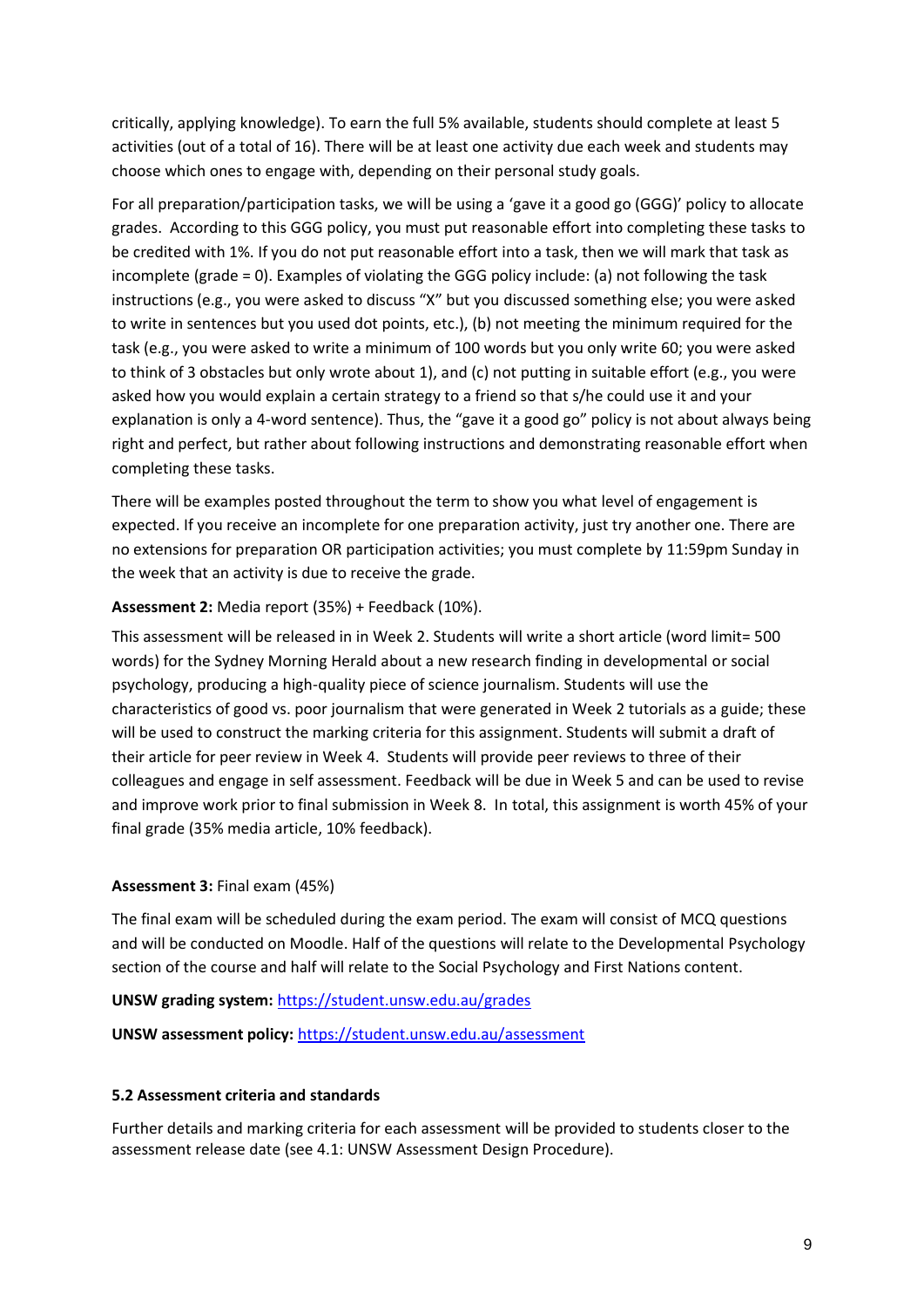critically, applying knowledge). To earn the full 5% available, students should complete at least 5 activities (out of a total of 16). There will be at least one activity due each week and students may choose which ones to engage with, depending on their personal study goals.

For all preparation/participation tasks, we will be using a 'gave it a good go (GGG)' policy to allocate grades. According to this GGG policy, you must put reasonable effort into completing these tasks to be credited with 1%. If you do not put reasonable effort into a task, then we will mark that task as incomplete (grade = 0). Examples of violating the GGG policy include: (a) not following the task instructions (e.g., you were asked to discuss "X" but you discussed something else; you were asked to write in sentences but you used dot points, etc.), (b) not meeting the minimum required for the task (e.g., you were asked to write a minimum of 100 words but you only write 60; you were asked to think of 3 obstacles but only wrote about 1), and (c) not putting in suitable effort (e.g., you were asked how you would explain a certain strategy to a friend so that s/he could use it and your explanation is only a 4-word sentence). Thus, the "gave it a good go" policy is not about always being right and perfect, but rather about following instructions and demonstrating reasonable effort when completing these tasks.

There will be examples posted throughout the term to show you what level of engagement is expected. If you receive an incomplete for one preparation activity, just try another one. There are no extensions for preparation OR participation activities; you must complete by 11:59pm Sunday in the week that an activity is due to receive the grade.

**Assessment 2:** Media report (35%) + Feedback (10%).

This assessment will be released in in Week 2. Students will write a short article (word limit= 500 words) for the Sydney Morning Herald about a new research finding in developmental or social psychology, producing a high-quality piece of science journalism. Students will use the characteristics of good vs. poor journalism that were generated in Week 2 tutorials as a guide; these will be used to construct the marking criteria for this assignment. Students will submit a draft of their article for peer review in Week 4. Students will provide peer reviews to three of their colleagues and engage in self assessment. Feedback will be due in Week 5 and can be used to revise and improve work prior to final submission in Week 8. In total, this assignment is worth 45% of your final grade (35% media article, 10% feedback).

**Assessment 3:** Final exam (45%)

The final exam will be scheduled during the exam period. The exam will consist of MCQ questions and will be conducted on Moodle. Half of the questions will relate to the Developmental Psychology section of the course and half will relate to the Social Psychology and First Nations content.

**UNSW grading system:** https://student.unsw.edu.au/grades

**UNSW assessment policy:** https://student.unsw.edu.au/assessment

### 5.2 Assessment criteria and standards

Further details and marking criteria for each assessment will be provided to students closer to the assessment release date (see 4.1: UNSW Assessment Design Procedure).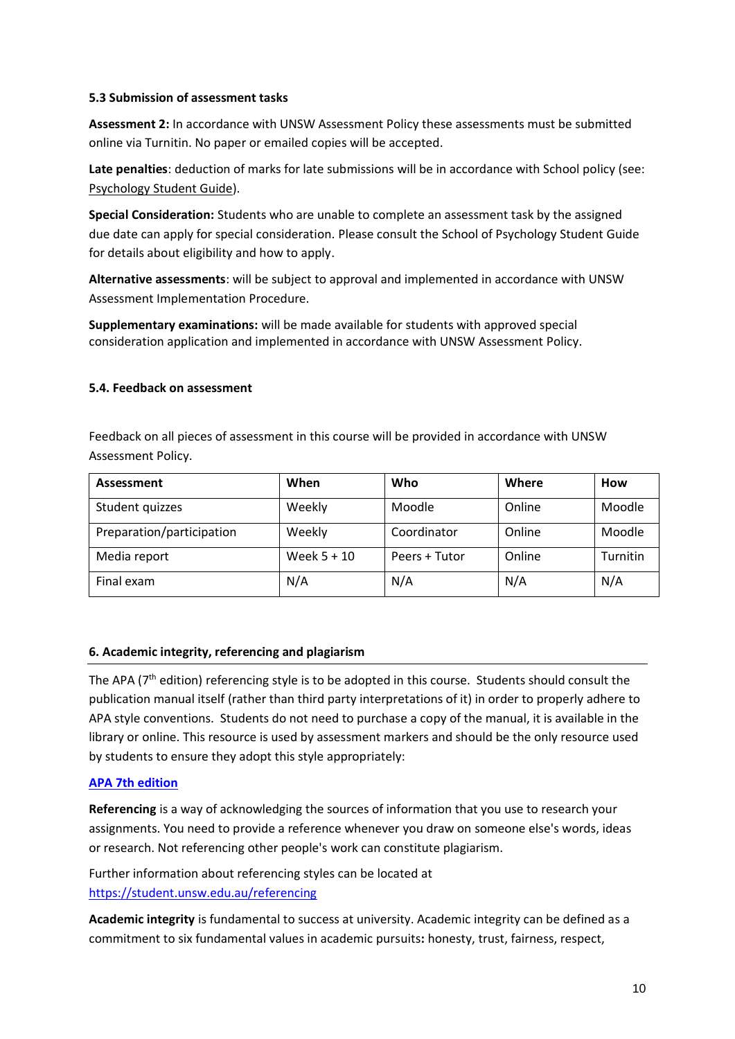### 5.3 Submission of assessment tasks

**Assessment 2:** In accordance with UNSW Assessment Policy these assessments must be submitted online via Turnitin. No paper or emailed copies will be accepted.

**Late penalties**: deduction of marks for late submissions will be in accordance with School policy (see: Psychology Student Guide).

**Special Consideration:** Students who are unable to complete an assessment task by the assigned due date can apply for special consideration. Please consult the School of Psychology Student Guide for details about eligibility and how to apply.

**Alternative assessments**: will be subject to approval and implemented in accordance with UNSW Assessment Implementation Procedure.

**Supplementary examinations:** will be made available for students with approved special consideration application and implemented in accordance with UNSW Assessment Policy.

### 5.4. Feedback on assessment

Feedback on all pieces of assessment in this course will be provided in accordance with UNSW Assessment Policy.

| Assessment | When | Who | Where | How |
|---|---|---|---|---|
| Student quizzes | Weekly | Moodle | Online | Moodle |
| Preparation/participation | Weekly | Coordinator | Online | Moodle |
| Media report | Week 5 + 10 | Peers + Tutor | Online | Turnitin |
| Final exam | N/A | N/A | N/A | N/A |

## 6. Academic integrity, referencing and plagiarism

The APA (7th edition) referencing style is to be adopted in this course. Students should consult the publication manual itself (rather than third party interpretations of it) in order to properly adhere to APA style conventions. Students do not need to purchase a copy of the manual, it is available in the library or online. This resource is used by assessment markers and should be the only resource used by students to ensure they adopt this style appropriately:

**APA 7th edition**

**Referencing** is a way of acknowledging the sources of information that you use to research your assignments. You need to provide a reference whenever you draw on someone else's words, ideas or research. Not referencing other people's work can constitute plagiarism.

Further information about referencing styles can be located at https://student.unsw.edu.au/referencing

**Academic integrity** is fundamental to success at university. Academic integrity can be defined as a commitment to six fundamental values in academic pursuits**:** honesty, trust, fairness, respect,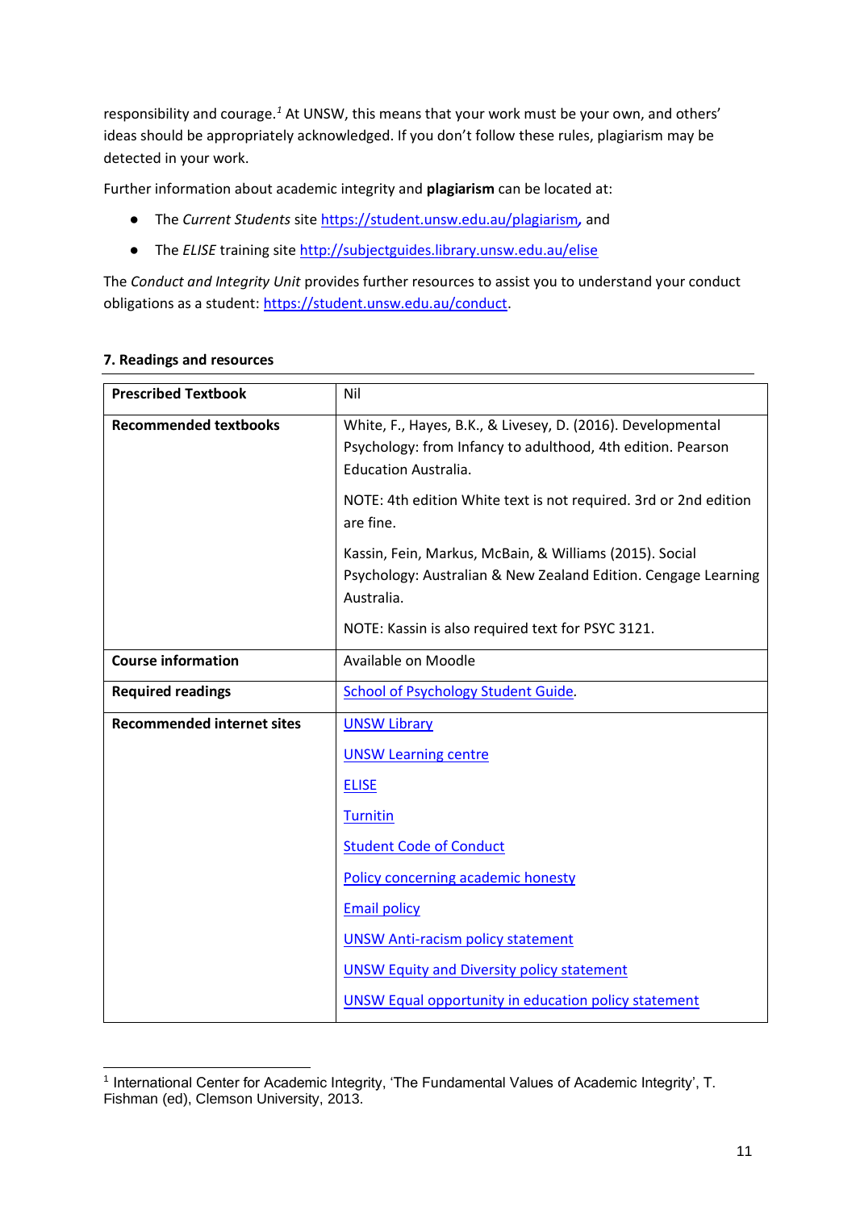responsibility and courage.[1] At UNSW, this means that your work must be your own, and others' ideas should be appropriately acknowledged. If you don't follow these rules, plagiarism may be detected in your work.

Further information about academic integrity and **plagiarism** can be located at:

- The *Current Students* site https://student.unsw.edu.au/plagiarism, and
- The *ELISE* training site http://subjectguides.library.unsw.edu.au/elise

The *Conduct and Integrity Unit* provides further resources to assist you to understand your conduct obligations as a student: https://student.unsw.edu.au/conduct.

**7. Readings and resources**

| **Prescribed Textbook** | Nil |
|---|---|
| **Recommended textbooks** | White, F., Hayes, B.K., & Livesey, D. (2016). Developmental Psychology: from Infancy to adulthood, 4th edition. Pearson Education Australia.<br><br>NOTE: 4th edition White text is not required. 3rd or 2nd edition are fine.<br><br>Kassin, Fein, Markus, McBain, & Williams (2015). Social Psychology: Australian & New Zealand Edition. Cengage Learning Australia.<br><br>NOTE: Kassin is also required text for PSYC 3121. |
| **Course information** | Available on Moodle |
| **Required readings** | School of Psychology Student Guide. |
| **Recommended internet sites** | UNSW Library<br><br>UNSW Learning centre<br><br>ELISE<br><br>Turnitin<br><br>Student Code of Conduct<br><br>Policy concerning academic honesty<br><br>Email policy<br><br>UNSW Anti-racism policy statement<br><br>UNSW Equity and Diversity policy statement<br><br>UNSW Equal opportunity in education policy statement |

[1] International Center for Academic Integrity, 'The Fundamental Values of Academic Integrity', T. Fishman (ed), Clemson University, 2013.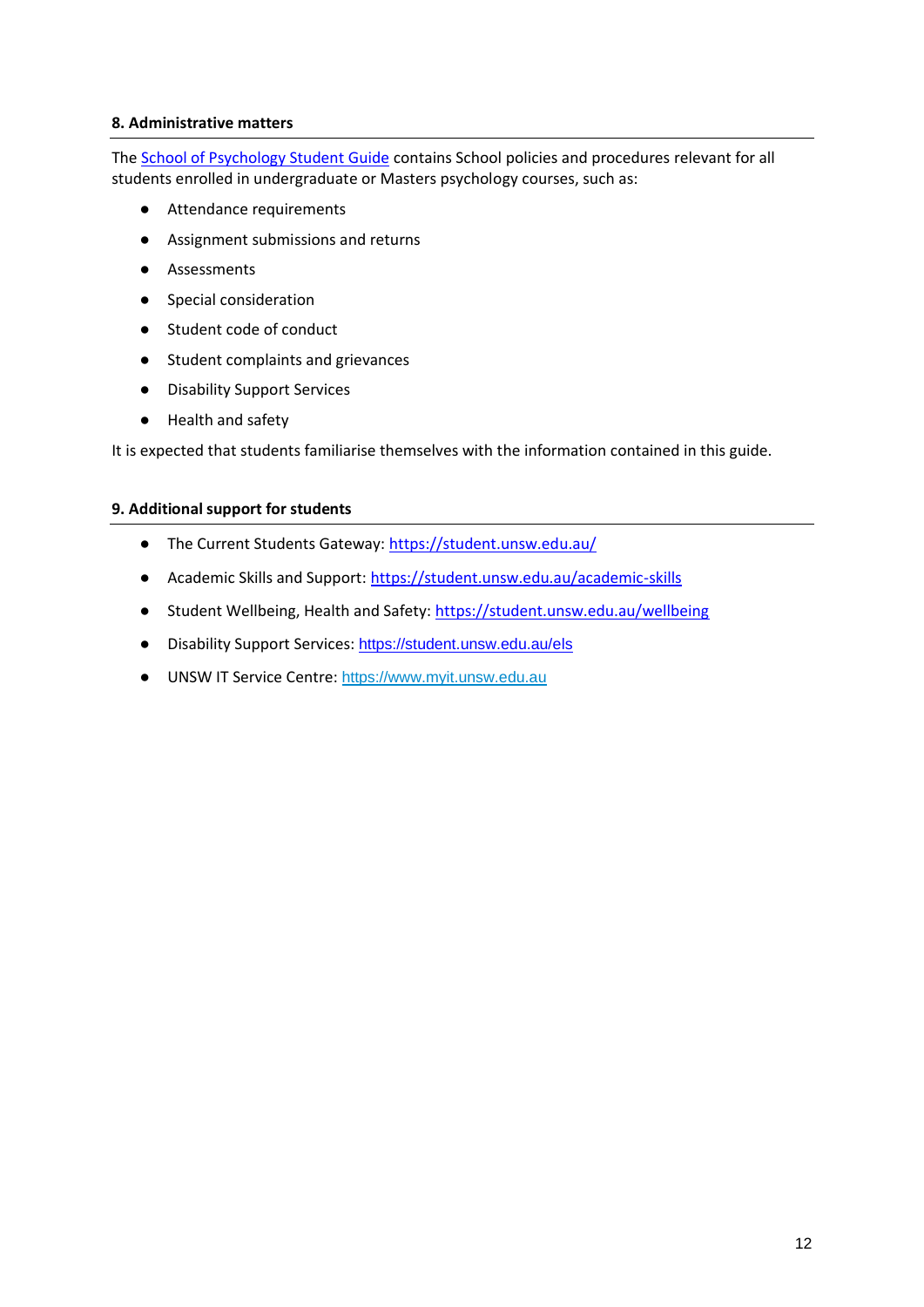## 8. Administrative matters

The School of Psychology Student Guide contains School policies and procedures relevant for all students enrolled in undergraduate or Masters psychology courses, such as:

- Attendance requirements
- Assignment submissions and returns
- Assessments
- Special consideration
- Student code of conduct
- Student complaints and grievances
- Disability Support Services
- Health and safety

It is expected that students familiarise themselves with the information contained in this guide.

## 9. Additional support for students

- The Current Students Gateway: https://student.unsw.edu.au/
- Academic Skills and Support: https://student.unsw.edu.au/academic-skills
- Student Wellbeing, Health and Safety: https://student.unsw.edu.au/wellbeing
- Disability Support Services: https://student.unsw.edu.au/els
- UNSW IT Service Centre: https://www.myit.unsw.edu.au